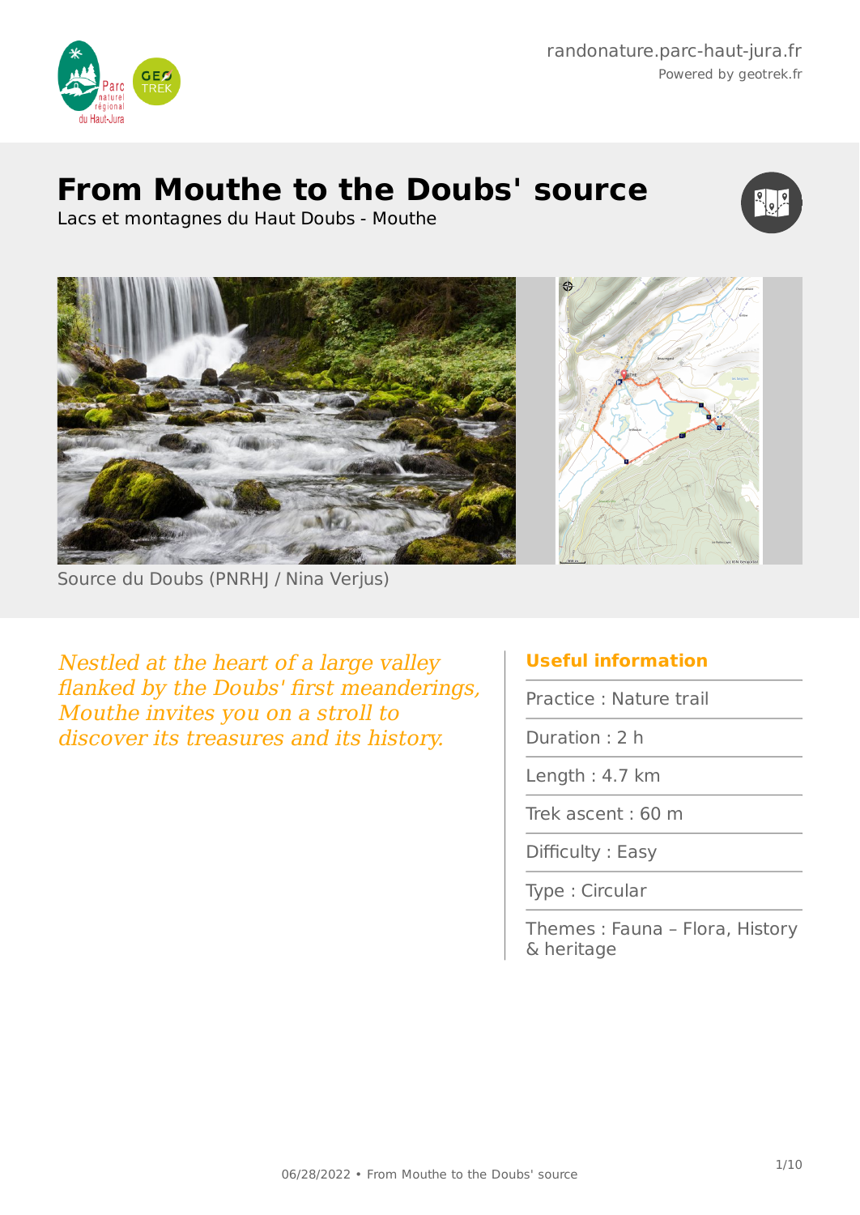# From Mouthe to the Doubs' source

Lacs et montagnes du Haut Doubs - Mouthe

Source du Doubs (PNRHJ / Nina Verjus)

*Nestled at the heart of a large valley flanked by the Doubs' first meanderings, Mouthe invites you on a stroll to discover its treasures and its history.*

## Useful information

- Practice : Nature trail
- Duration : 2 h
- Length : 4.7 km
- Trek ascent : 60 m
- Difficulty : Easy
- Type : Circular
- Themes : Fauna – Flora, History & heritage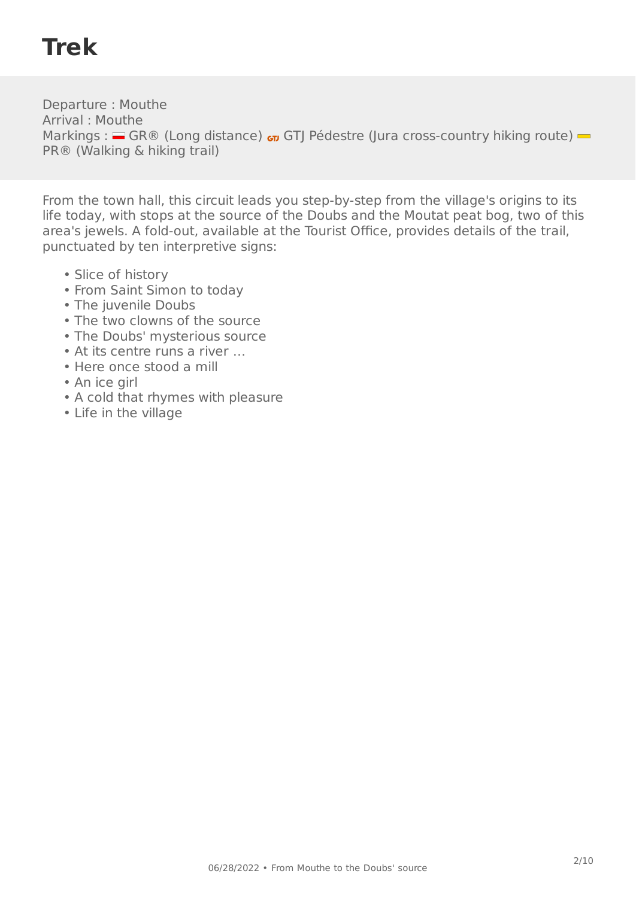# Trek

Departure : Mouthe
Arrival : Mouthe
Markings : GR® (Long distance) GTJ Pédestre (Jura cross-country hiking route) PR® (Walking & hiking trail)

From the town hall, this circuit leads you step-by-step from the village's origins to its life today, with stops at the source of the Doubs and the Moutat peat bog, two of this area's jewels. A fold-out, available at the Tourist Office, provides details of the trail, punctuated by ten interpretive signs:

- Slice of history
- From Saint Simon to today
- The juvenile Doubs
- The two clowns of the source
- The Doubs' mysterious source
- At its centre runs a river …
- Here once stood a mill
- An ice girl
- A cold that rhymes with pleasure
- Life in the village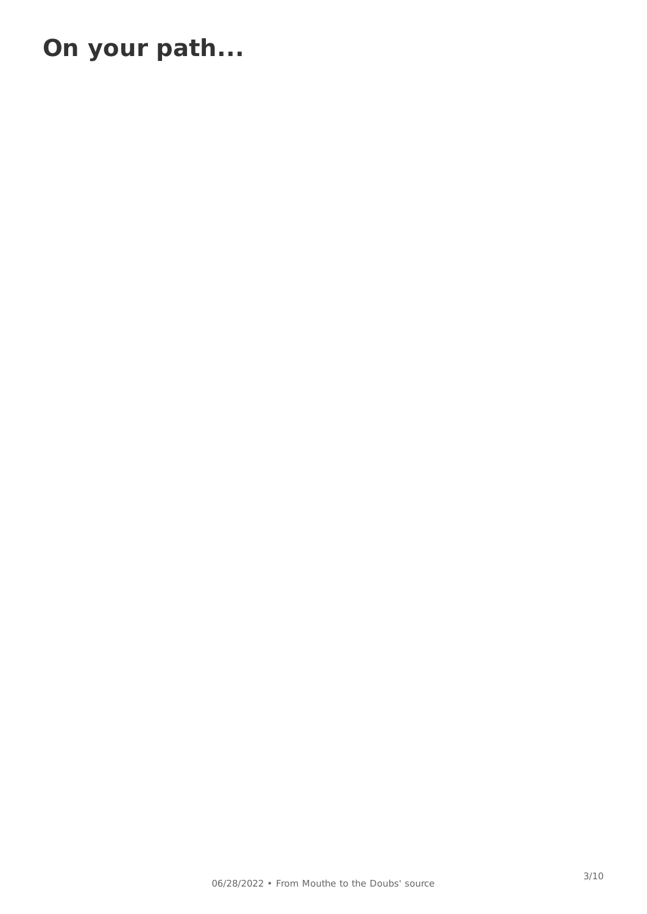# On your path...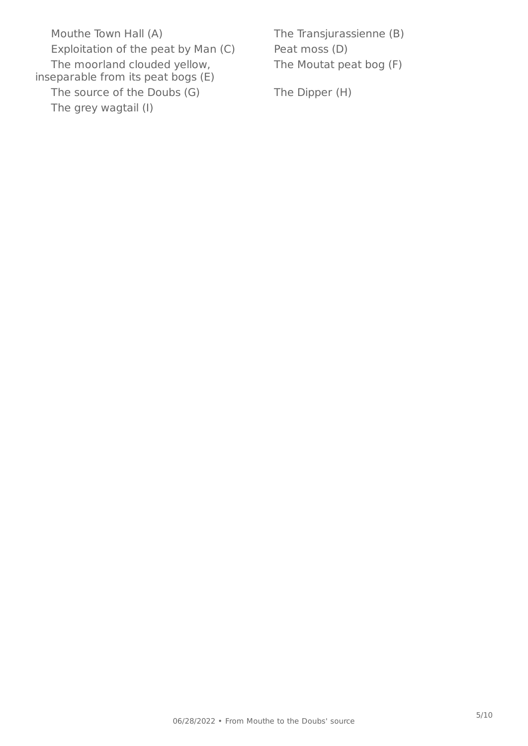- Mouthe Town Hall (A)
- The Transjurassienne (B)
- Exploitation of the peat by Man (C)
- Peat moss (D)
- The moorland clouded yellow, inseparable from its peat bogs (E)
- The Moutat peat bog (F)
- The source of the Doubs (G)
- The Dipper (H)
- The grey wagtail (I)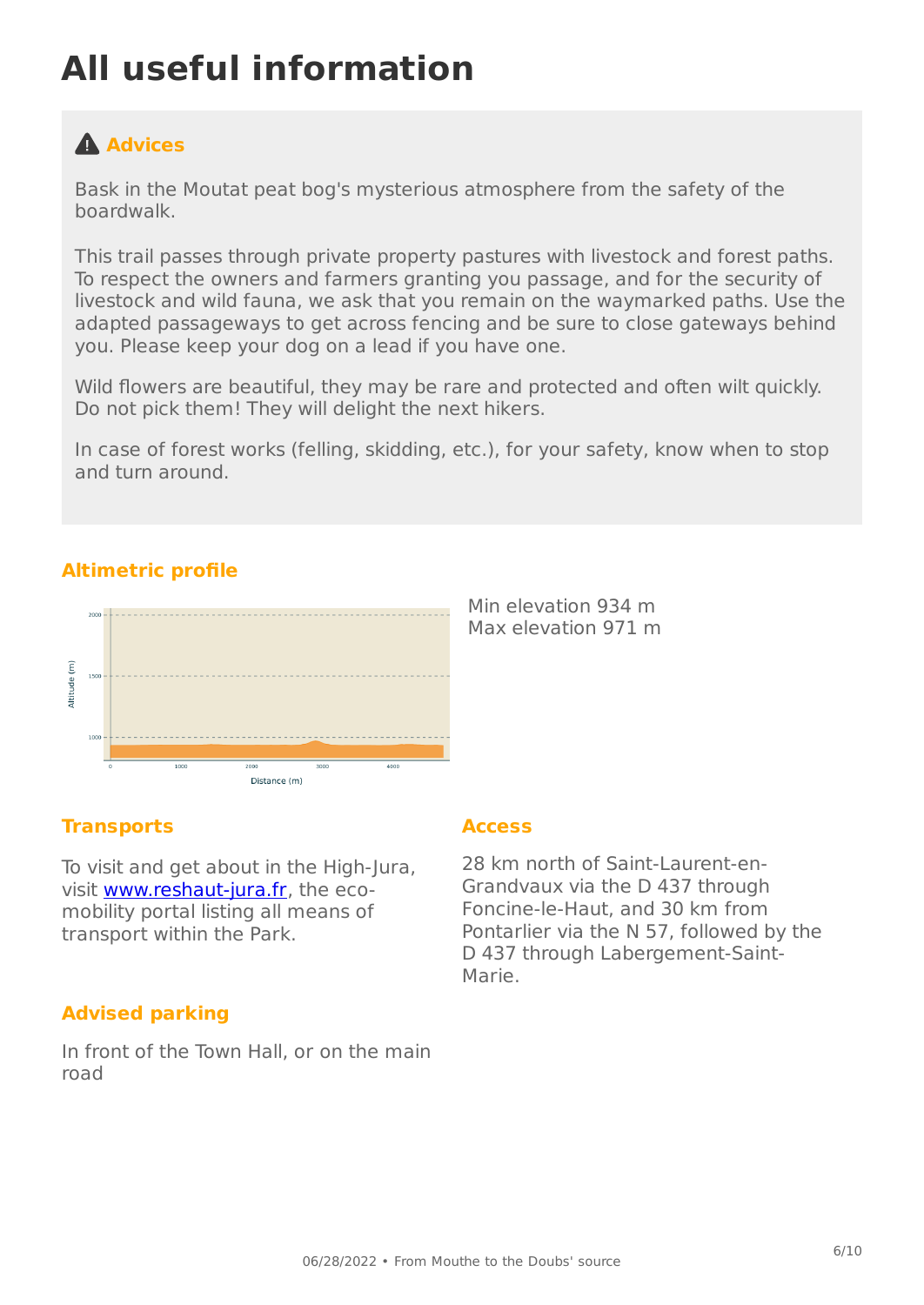# All useful information

## Advices

Bask in the Moutat peat bog's mysterious atmosphere from the safety of the boardwalk.

This trail passes through private property pastures with livestock and forest paths. To respect the owners and farmers granting you passage, and for the security of livestock and wild fauna, we ask that you remain on the waymarked paths. Use the adapted passageways to get across fencing and be sure to close gateways behind you. Please keep your dog on a lead if you have one.

Wild flowers are beautiful, they may be rare and protected and often wilt quickly. Do not pick them! They will delight the next hikers.

In case of forest works (felling, skidding, etc.), for your safety, know when to stop and turn around.

### Altimetric profile

Min elevation 934 m
Max elevation 971 m

### Transports

To visit and get about in the High-Jura, visit [www.reshaut-jura.fr](http://www.reshaut-jura.fr), the eco-mobility portal listing all means of transport within the Park.

### Access

28 km north of Saint-Laurent-en-Grandvaux via the D 437 through Foncine-le-Haut, and 30 km from Pontarlier via the N 57, followed by the D 437 through Labergement-Saint-Marie.

### Advised parking

In front of the Town Hall, or on the main road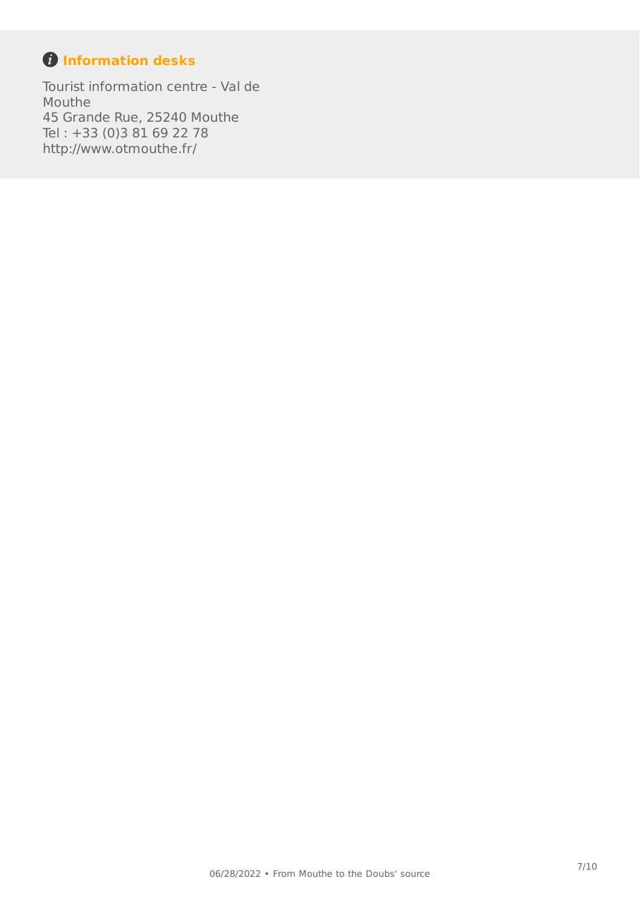## Information desks

Tourist information centre - Val de Mouthe
45 Grande Rue, 25240 Mouthe
Tel : +33 (0)3 81 69 22 78
http://www.otmouthe.fr/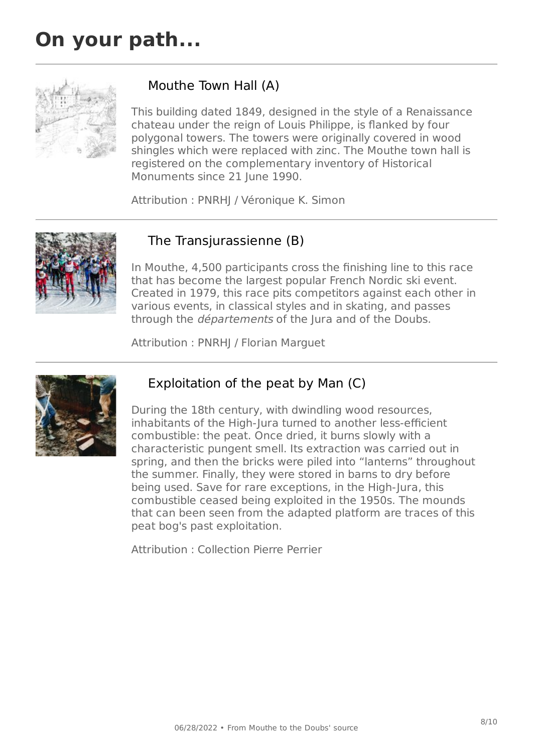# On your path...

## Mouthe Town Hall (A)

This building dated 1849, designed in the style of a Renaissance chateau under the reign of Louis Philippe, is flanked by four polygonal towers. The towers were originally covered in wood shingles which were replaced with zinc. The Mouthe town hall is registered on the complementary inventory of Historical Monuments since 21 June 1990.

Attribution : PNRHJ / Véronique K. Simon

## The Transjurassienne (B)

In Mouthe, 4,500 participants cross the finishing line to this race that has become the largest popular French Nordic ski event. Created in 1979, this race pits competitors against each other in various events, in classical styles and in skating, and passes through the *départements* of the Jura and of the Doubs.

Attribution : PNRHJ / Florian Marguet

## Exploitation of the peat by Man (C)

During the 18th century, with dwindling wood resources, inhabitants of the High-Jura turned to another less-efficient combustible: the peat. Once dried, it burns slowly with a characteristic pungent smell. Its extraction was carried out in spring, and then the bricks were piled into “lanterns” throughout the summer. Finally, they were stored in barns to dry before being used. Save for rare exceptions, in the High-Jura, this combustible ceased being exploited in the 1950s. The mounds that can been seen from the adapted platform are traces of this peat bog's past exploitation.

Attribution : Collection Pierre Perrier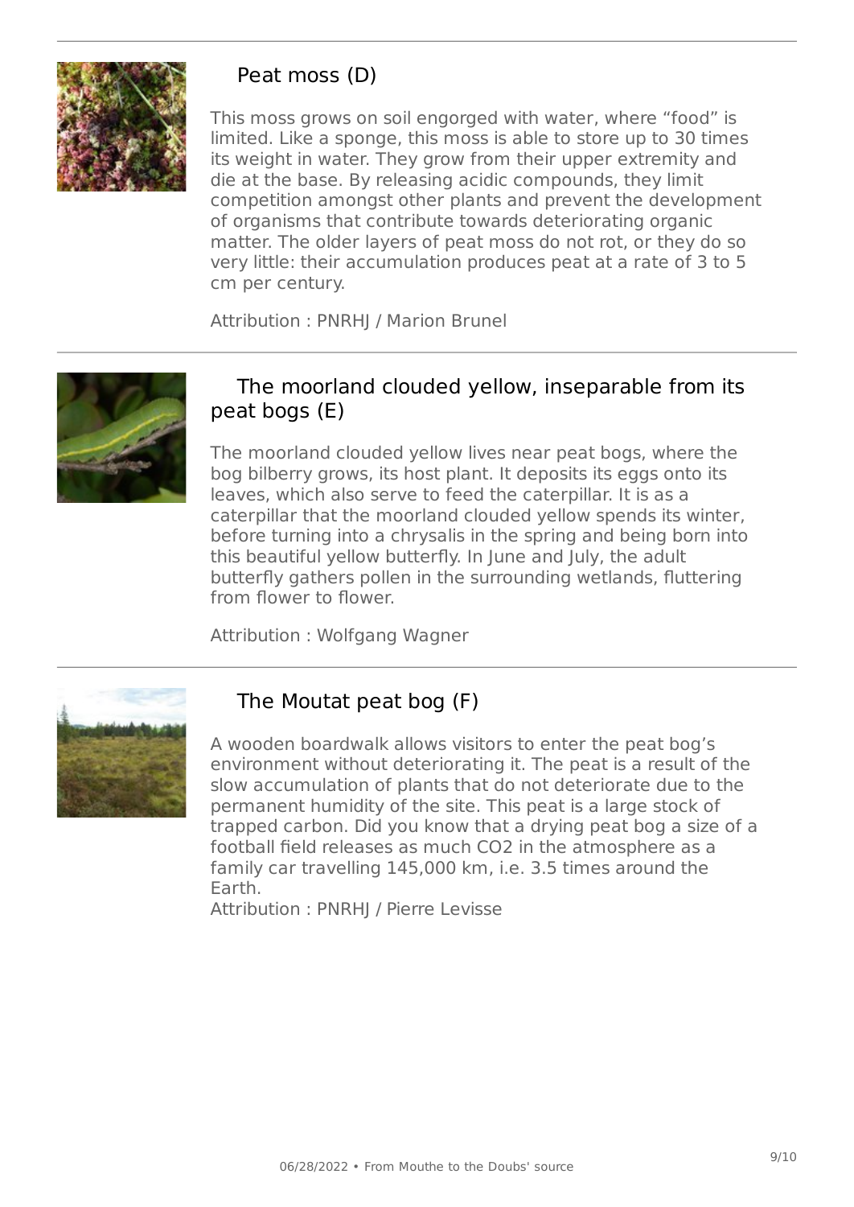## Peat moss (D)

This moss grows on soil engorged with water, where “food” is limited. Like a sponge, this moss is able to store up to 30 times its weight in water. They grow from their upper extremity and die at the base. By releasing acidic compounds, they limit competition amongst other plants and prevent the development of organisms that contribute towards deteriorating organic matter. The older layers of peat moss do not rot, or they do so very little: their accumulation produces peat at a rate of 3 to 5 cm per century.

Attribution : PNRHJ / Marion Brunel

## The moorland clouded yellow, inseparable from its peat bogs (E)

The moorland clouded yellow lives near peat bogs, where the bog bilberry grows, its host plant. It deposits its eggs onto its leaves, which also serve to feed the caterpillar. It is as a caterpillar that the moorland clouded yellow spends its winter, before turning into a chrysalis in the spring and being born into this beautiful yellow butterfly. In June and July, the adult butterfly gathers pollen in the surrounding wetlands, fluttering from flower to flower.

Attribution : Wolfgang Wagner

## The Moutat peat bog (F)

A wooden boardwalk allows visitors to enter the peat bog’s environment without deteriorating it. The peat is a result of the slow accumulation of plants that do not deteriorate due to the permanent humidity of the site. This peat is a large stock of trapped carbon. Did you know that a drying peat bog a size of a football field releases as much $CO_2$ in the atmosphere as a family car travelling 145,000 km, i.e. 3.5 times around the Earth.

Attribution : PNRHJ / Pierre Levisse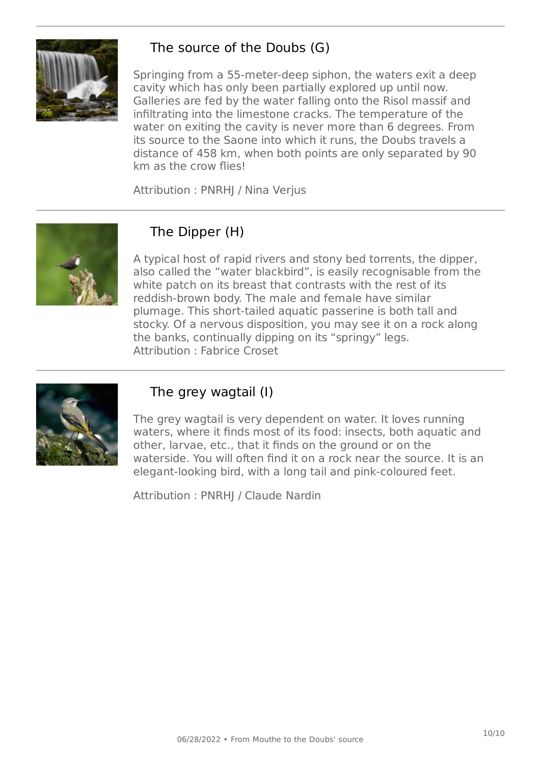## The source of the Doubs (G)

Springing from a 55-meter-deep siphon, the waters exit a deep cavity which has only been partially explored up until now. Galleries are fed by the water falling onto the Risol massif and infiltrating into the limestone cracks. The temperature of the water on exiting the cavity is never more than 6 degrees. From its source to the Saone into which it runs, the Doubs travels a distance of 458 km, when both points are only separated by 90 km as the crow flies!

Attribution : PNRHJ / Nina Verjus

## The Dipper (H)

A typical host of rapid rivers and stony bed torrents, the dipper, also called the "water blackbird", is easily recognisable from the white patch on its breast that contrasts with the rest of its reddish-brown body. The male and female have similar plumage. This short-tailed aquatic passerine is both tall and stocky. Of a nervous disposition, you may see it on a rock along the banks, continually dipping on its "springy" legs.
Attribution : Fabrice Croset

## The grey wagtail (I)

The grey wagtail is very dependent on water. It loves running waters, where it finds most of its food: insects, both aquatic and other, larvae, etc., that it finds on the ground or on the waterside. You will often find it on a rock near the source. It is an elegant-looking bird, with a long tail and pink-coloured feet.

Attribution : PNRHJ / Claude Nardin